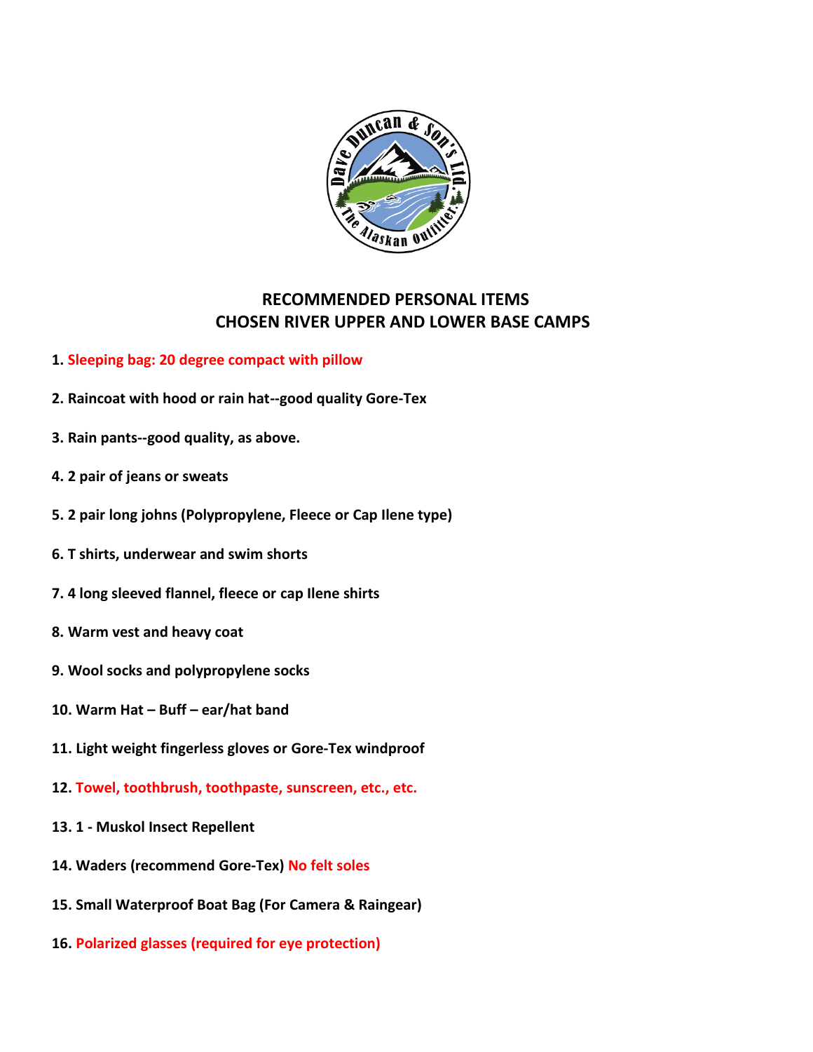# RECOMMENDED PERSONAL ITEMS
# CHOSEN RIVER UPPER AND LOWER BASE CAMPS

1. **Sleeping bag: 20 degree compact with pillow**
2. **Raincoat with hood or rain hat--good quality Gore-Tex**
3. **Rain pants--good quality, as above.**
4. **2 pair of jeans or sweats**
5. **2 pair long johns (Polypropylene, Fleece or Cap Ilene type)**
6. **T shirts, underwear and swim shorts**
7. **4 long sleeved flannel, fleece or cap Ilene shirts**
8. **Warm vest and heavy coat**
9. **Wool socks and polypropylene socks**
10. **Warm Hat – Buff – ear/hat band**
11. **Light weight fingerless gloves or Gore-Tex windproof**
12. **Towel, toothbrush, toothpaste, sunscreen, etc., etc.**
13. **1 - Muskol Insect Repellent**
14. **Waders (recommend Gore-Tex) No felt soles**
15. **Small Waterproof Boat Bag (For Camera & Raingear)**
16. **Polarized glasses (required for eye protection)**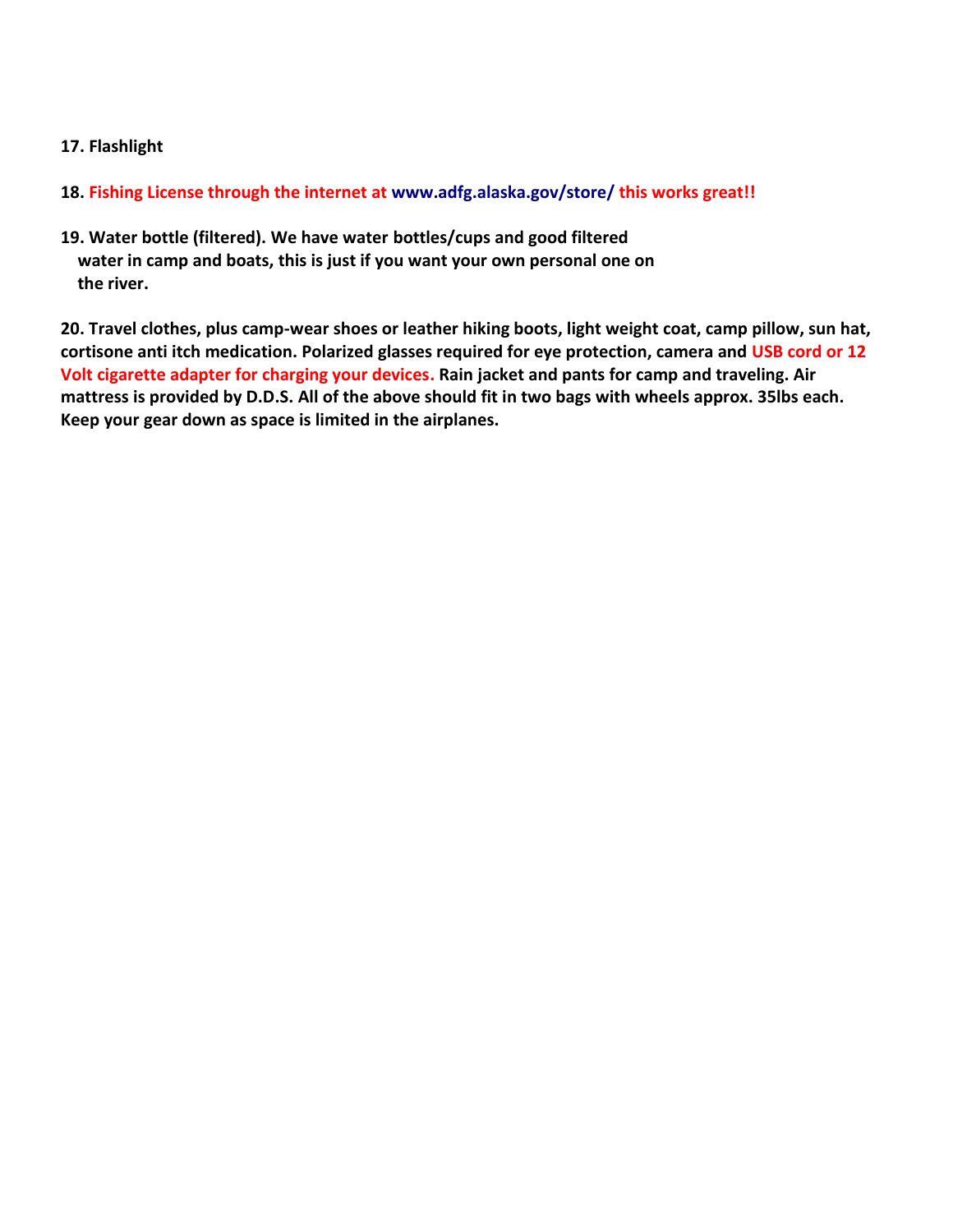**17. Flashlight**

**18. Fishing License through the internet at www.adfg.alaska.gov/store/ this works great!!**

**19. Water bottle (filtered). We have water bottles/cups and good filtered water in camp and boats, this is just if you want your own personal one on the river.**

**20. Travel clothes, plus camp-wear shoes or leather hiking boots, light weight coat, camp pillow, sun hat, cortisone anti itch medication. Polarized glasses required for eye protection, camera and USB cord or 12 Volt cigarette adapter for charging your devices. Rain jacket and pants for camp and traveling. Air mattress is provided by D.D.S. All of the above should fit in two bags with wheels approx. 35lbs each. Keep your gear down as space is limited in the airplanes.**